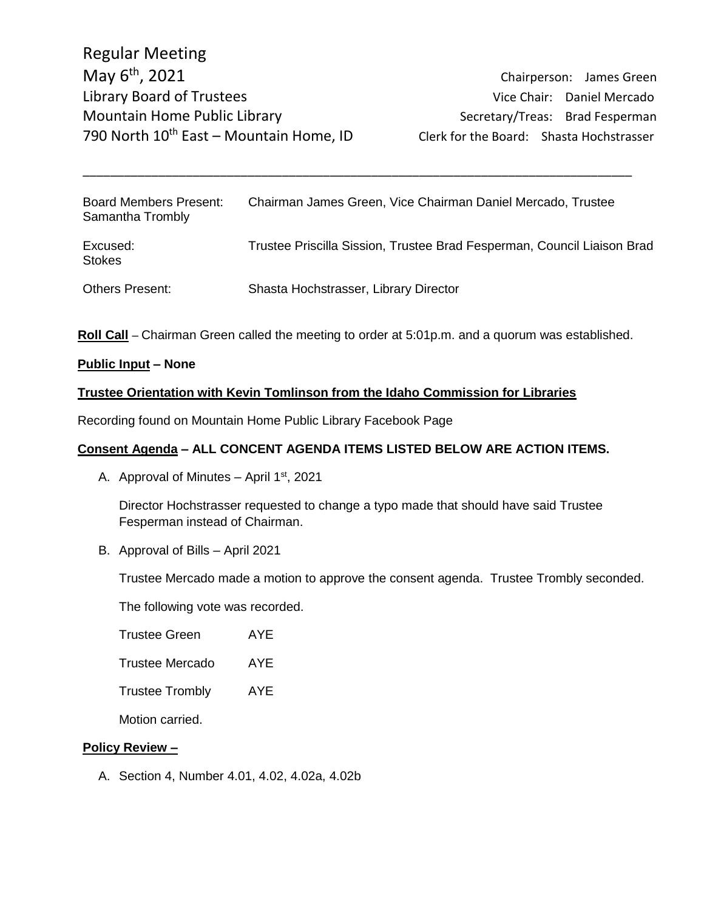Regular Meeting
May 6th, 2021
Library Board of Trustees
Mountain Home Public Library
790 North 10th East – Mountain Home, ID

Chairperson: James Green
Vice Chair: Daniel Mercado
Secretary/Treas: Brad Fesperman
Clerk for the Board: Shasta Hochstrasser

---

Board Members Present: Chairman James Green, Vice Chairman Daniel Mercado, Trustee Samantha Trombly

Excused: Trustee Priscilla Sission, Trustee Brad Fesperman, Council Liaison Brad Stokes

Others Present: Shasta Hochstrasser, Library Director

**Roll Call** – Chairman Green called the meeting to order at 5:01p.m. and a quorum was established.

**Public Input – None**

**Trustee Orientation with Kevin Tomlinson from the Idaho Commission for Libraries**

Recording found on Mountain Home Public Library Facebook Page

**Consent Agenda – ALL CONCENT AGENDA ITEMS LISTED BELOW ARE ACTION ITEMS.**

A. Approval of Minutes – April 1st, 2021

   Director Hochstrasser requested to change a typo made that should have said Trustee Fesperman instead of Chairman.

B. Approval of Bills – April 2021

   Trustee Mercado made a motion to approve the consent agenda. Trustee Trombly seconded.

   The following vote was recorded.

   Trustee Green AYE

   Trustee Mercado AYE

   Trustee Trombly AYE

   Motion carried.

**Policy Review –**

A. Section 4, Number 4.01, 4.02, 4.02a, 4.02b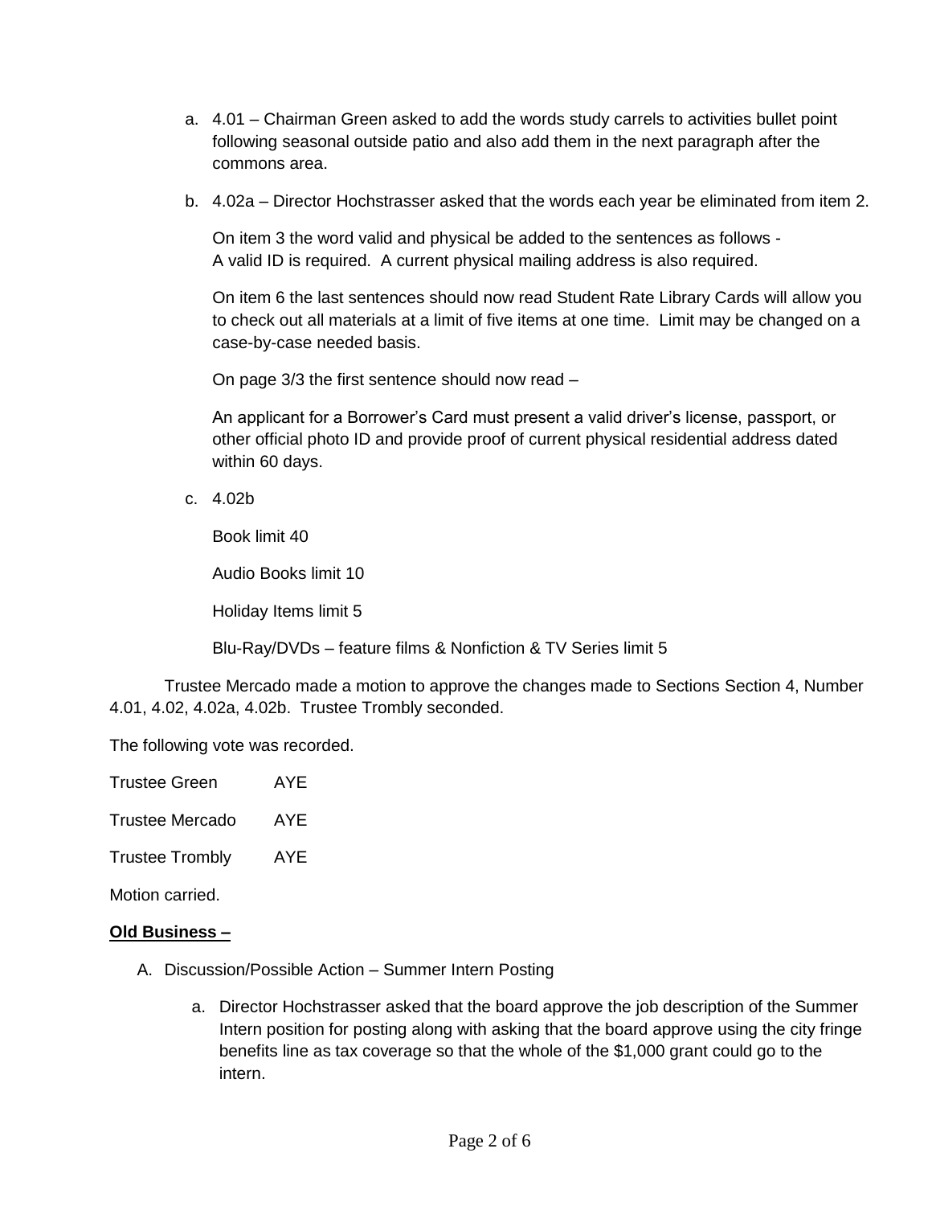a. 4.01 – Chairman Green asked to add the words study carrels to activities bullet point following seasonal outside patio and also add them in the next paragraph after the commons area.

b. 4.02a – Director Hochstrasser asked that the words each year be eliminated from item 2.

   On item 3 the word valid and physical be added to the sentences as follows - A valid ID is required. A current physical mailing address is also required.

   On item 6 the last sentences should now read Student Rate Library Cards will allow you to check out all materials at a limit of five items at one time. Limit may be changed on a case-by-case needed basis.

   On page 3/3 the first sentence should now read –

   An applicant for a Borrower's Card must present a valid driver's license, passport, or other official photo ID and provide proof of current physical residential address dated within 60 days.

c. 4.02b

   Book limit 40

   Audio Books limit 10

   Holiday Items limit 5

   Blu-Ray/DVDs – feature films & Nonfiction & TV Series limit 5

Trustee Mercado made a motion to approve the changes made to Sections Section 4, Number 4.01, 4.02, 4.02a, 4.02b. Trustee Trombly seconded.

The following vote was recorded.

Trustee Green AYE

Trustee Mercado AYE

Trustee Trombly AYE

Motion carried.

**Old Business –**

A. Discussion/Possible Action – Summer Intern Posting

   a. Director Hochstrasser asked that the board approve the job description of the Summer Intern position for posting along with asking that the board approve using the city fringe benefits line as tax coverage so that the whole of the $1,000 grant could go to the intern.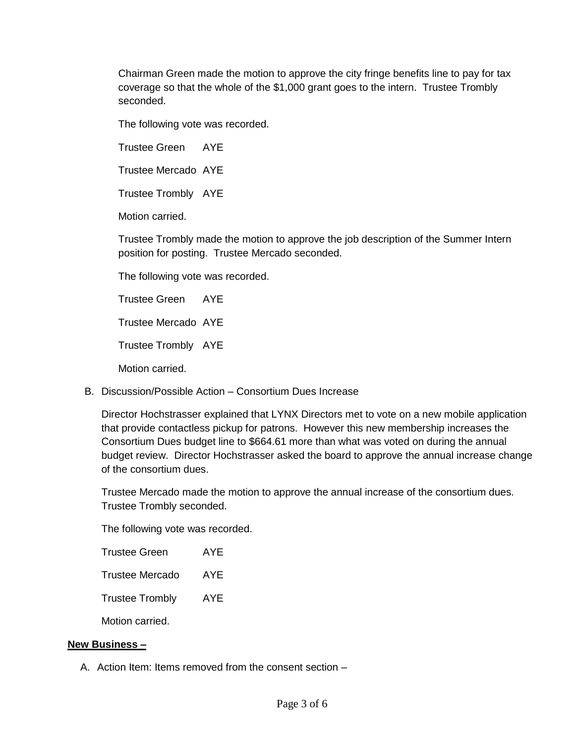Chairman Green made the motion to approve the city fringe benefits line to pay for tax coverage so that the whole of the $1,000 grant goes to the intern. Trustee Trombly seconded.

The following vote was recorded.

Trustee Green AYE

Trustee Mercado AYE

Trustee Trombly AYE

Motion carried.

Trustee Trombly made the motion to approve the job description of the Summer Intern position for posting. Trustee Mercado seconded.

The following vote was recorded.

Trustee Green AYE

Trustee Mercado AYE

Trustee Trombly AYE

Motion carried.

B. Discussion/Possible Action – Consortium Dues Increase

Director Hochstrasser explained that LYNX Directors met to vote on a new mobile application that provide contactless pickup for patrons. However this new membership increases the Consortium Dues budget line to $664.61 more than what was voted on during the annual budget review. Director Hochstrasser asked the board to approve the annual increase change of the consortium dues.

Trustee Mercado made the motion to approve the annual increase of the consortium dues. Trustee Trombly seconded.

The following vote was recorded.

Trustee Green AYE

Trustee Mercado AYE

Trustee Trombly AYE

Motion carried.

**New Business –**

A. Action Item: Items removed from the consent section –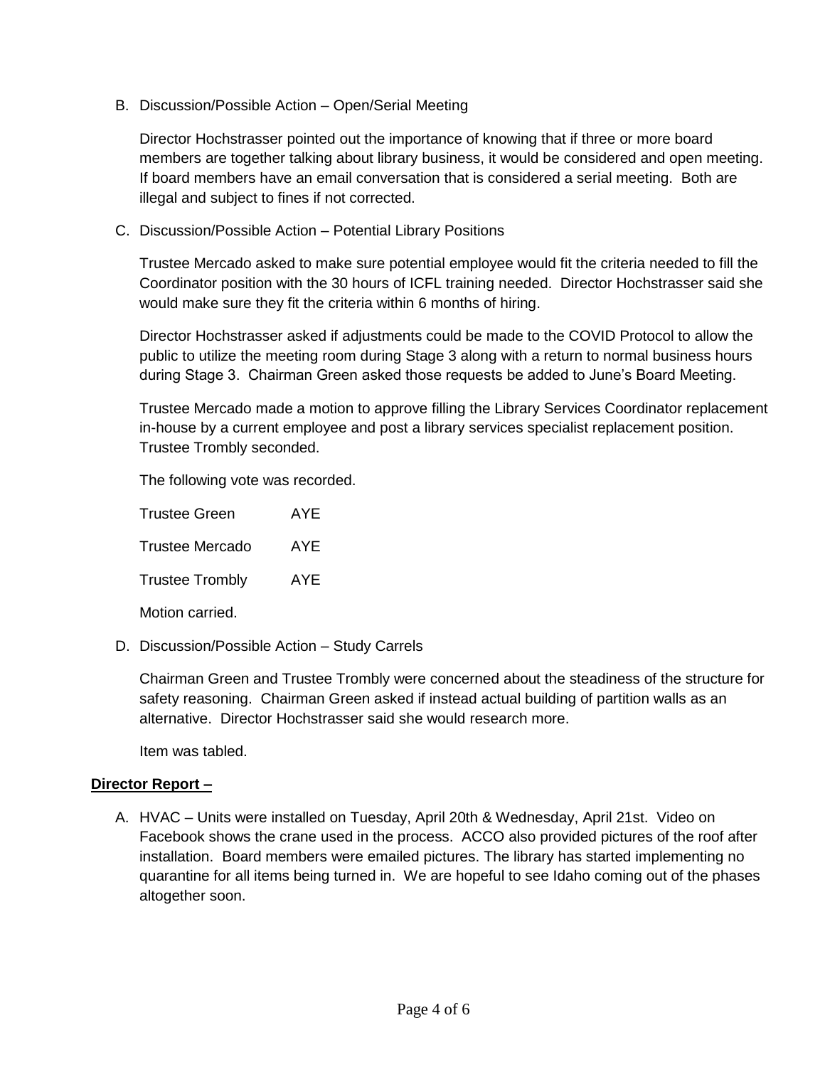B. Discussion/Possible Action – Open/Serial Meeting

   Director Hochstrasser pointed out the importance of knowing that if three or more board members are together talking about library business, it would be considered and open meeting. If board members have an email conversation that is considered a serial meeting. Both are illegal and subject to fines if not corrected.

C. Discussion/Possible Action – Potential Library Positions

   Trustee Mercado asked to make sure potential employee would fit the criteria needed to fill the Coordinator position with the 30 hours of ICFL training needed. Director Hochstrasser said she would make sure they fit the criteria within 6 months of hiring.

   Director Hochstrasser asked if adjustments could be made to the COVID Protocol to allow the public to utilize the meeting room during Stage 3 along with a return to normal business hours during Stage 3. Chairman Green asked those requests be added to June's Board Meeting.

   Trustee Mercado made a motion to approve filling the Library Services Coordinator replacement in-house by a current employee and post a library services specialist replacement position. Trustee Trombly seconded.

   The following vote was recorded.

   Trustee Green AYE

   Trustee Mercado AYE

   Trustee Trombly AYE

   Motion carried.

D. Discussion/Possible Action – Study Carrels

   Chairman Green and Trustee Trombly were concerned about the steadiness of the structure for safety reasoning. Chairman Green asked if instead actual building of partition walls as an alternative. Director Hochstrasser said she would research more.

   Item was tabled.

**Director Report –**

A. HVAC – Units were installed on Tuesday, April 20th & Wednesday, April 21st. Video on Facebook shows the crane used in the process. ACCO also provided pictures of the roof after installation. Board members were emailed pictures. The library has started implementing no quarantine for all items being turned in. We are hopeful to see Idaho coming out of the phases altogether soon.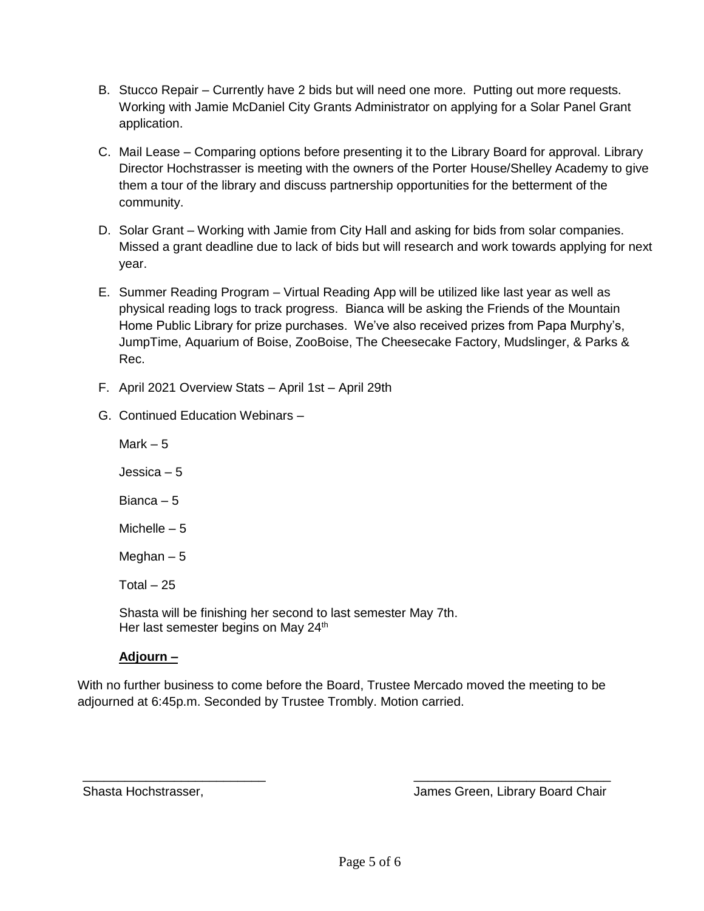B. Stucco Repair – Currently have 2 bids but will need one more. Putting out more requests. Working with Jamie McDaniel City Grants Administrator on applying for a Solar Panel Grant application.

C. Mail Lease – Comparing options before presenting it to the Library Board for approval. Library Director Hochstrasser is meeting with the owners of the Porter House/Shelley Academy to give them a tour of the library and discuss partnership opportunities for the betterment of the community.

D. Solar Grant – Working with Jamie from City Hall and asking for bids from solar companies. Missed a grant deadline due to lack of bids but will research and work towards applying for next year.

E. Summer Reading Program – Virtual Reading App will be utilized like last year as well as physical reading logs to track progress. Bianca will be asking the Friends of the Mountain Home Public Library for prize purchases. We've also received prizes from Papa Murphy's, JumpTime, Aquarium of Boise, ZooBoise, The Cheesecake Factory, Mudslinger, & Parks & Rec.

F. April 2021 Overview Stats – April 1st – April 29th

G. Continued Education Webinars –

Mark – 5

Jessica – 5

Bianca – 5

Michelle – 5

Meghan – 5

Total – 25

Shasta will be finishing her second to last semester May 7th.
Her last semester begins on May 24th

**Adjourn –**

With no further business to come before the Board, Trustee Mercado moved the meeting to be adjourned at 6:45p.m. Seconded by Trustee Trombly. Motion carried.

\_\_\_\_\_\_\_\_\_\_\_\_\_\_\_\_\_\_\_\_\_\_\_\_\_\_ \_\_\_\_\_\_\_\_\_\_\_\_\_\_\_\_\_\_\_\_\_\_\_\_\_\_\_\_

Shasta Hochstrasser, James Green, Library Board Chair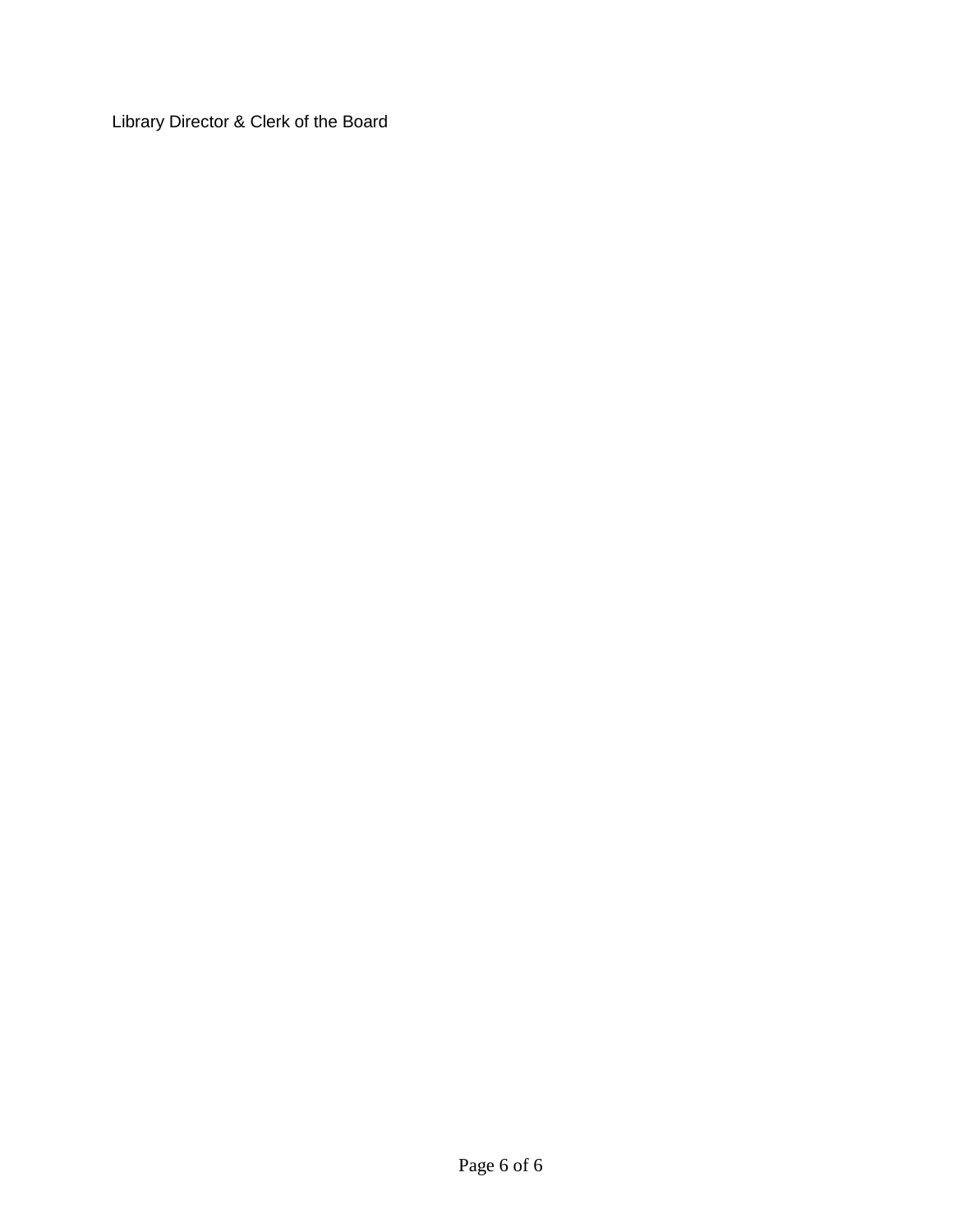Library Director & Clerk of the Board